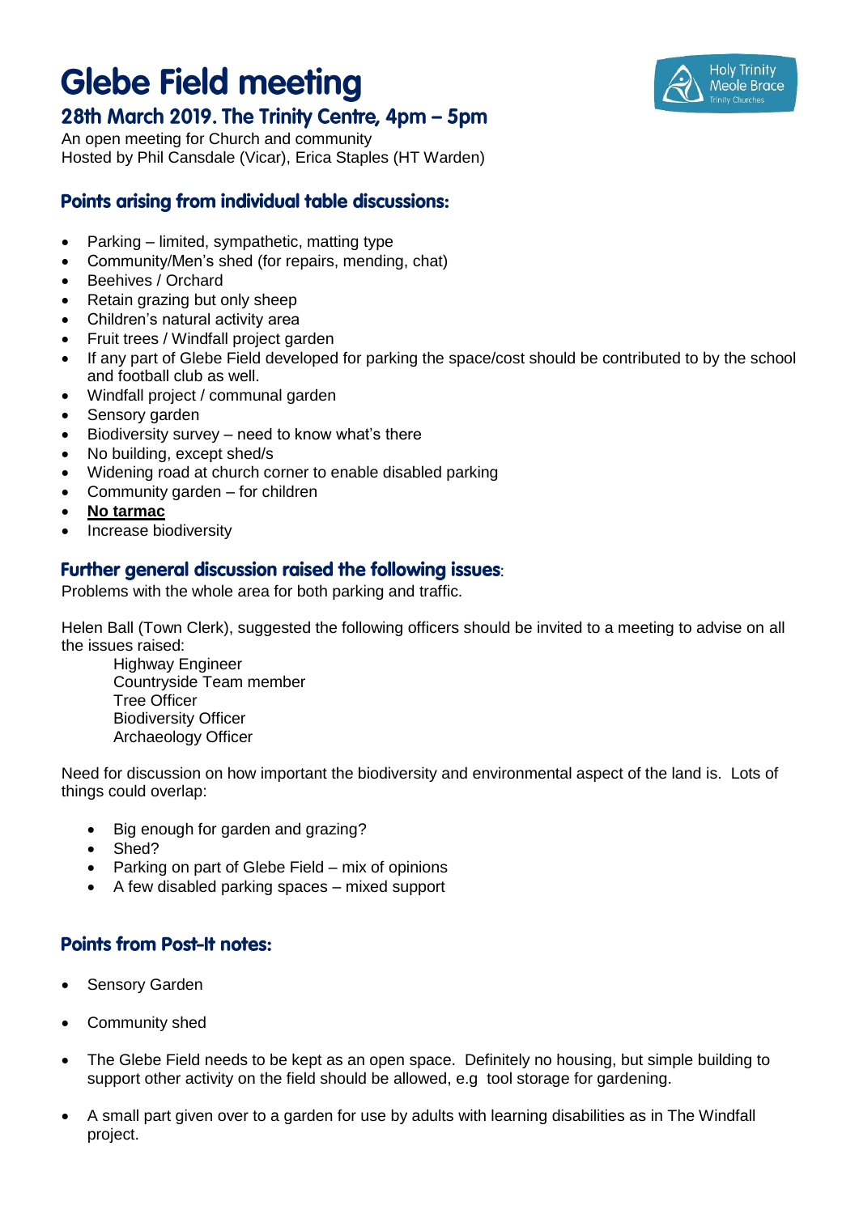# Glebe Field meeting

## 28th March 2019. The Trinity Centre, 4pm – 5pm

An open meeting for Church and community
Hosted by Phil Cansdale (Vicar), Erica Staples (HT Warden)

### Points arising from individual table discussions:

- Parking – limited, sympathetic, matting type
- Community/Men's shed (for repairs, mending, chat)
- Beehives / Orchard
- Retain grazing but only sheep
- Children's natural activity area
- Fruit trees / Windfall project garden
- If any part of Glebe Field developed for parking the space/cost should be contributed to by the school and football club as well.
- Windfall project / communal garden
- Sensory garden
- Biodiversity survey – need to know what's there
- No building, except shed/s
- Widening road at church corner to enable disabled parking
- Community garden – for children
- **<u>No tarmac</u>**
- Increase biodiversity

### Further general discussion raised the following issues:

Problems with the whole area for both parking and traffic.

Helen Ball (Town Clerk), suggested the following officers should be invited to a meeting to advise on all the issues raised:

Highway Engineer
Countryside Team member
Tree Officer
Biodiversity Officer
Archaeology Officer

Need for discussion on how important the biodiversity and environmental aspect of the land is. Lots of things could overlap:

- Big enough for garden and grazing?
- Shed?
- Parking on part of Glebe Field – mix of opinions
- A few disabled parking spaces – mixed support

### Points from Post-It notes:

- Sensory Garden
- Community shed
- The Glebe Field needs to be kept as an open space. Definitely no housing, but simple building to support other activity on the field should be allowed, e.g tool storage for gardening.
- A small part given over to a garden for use by adults with learning disabilities as in The Windfall project.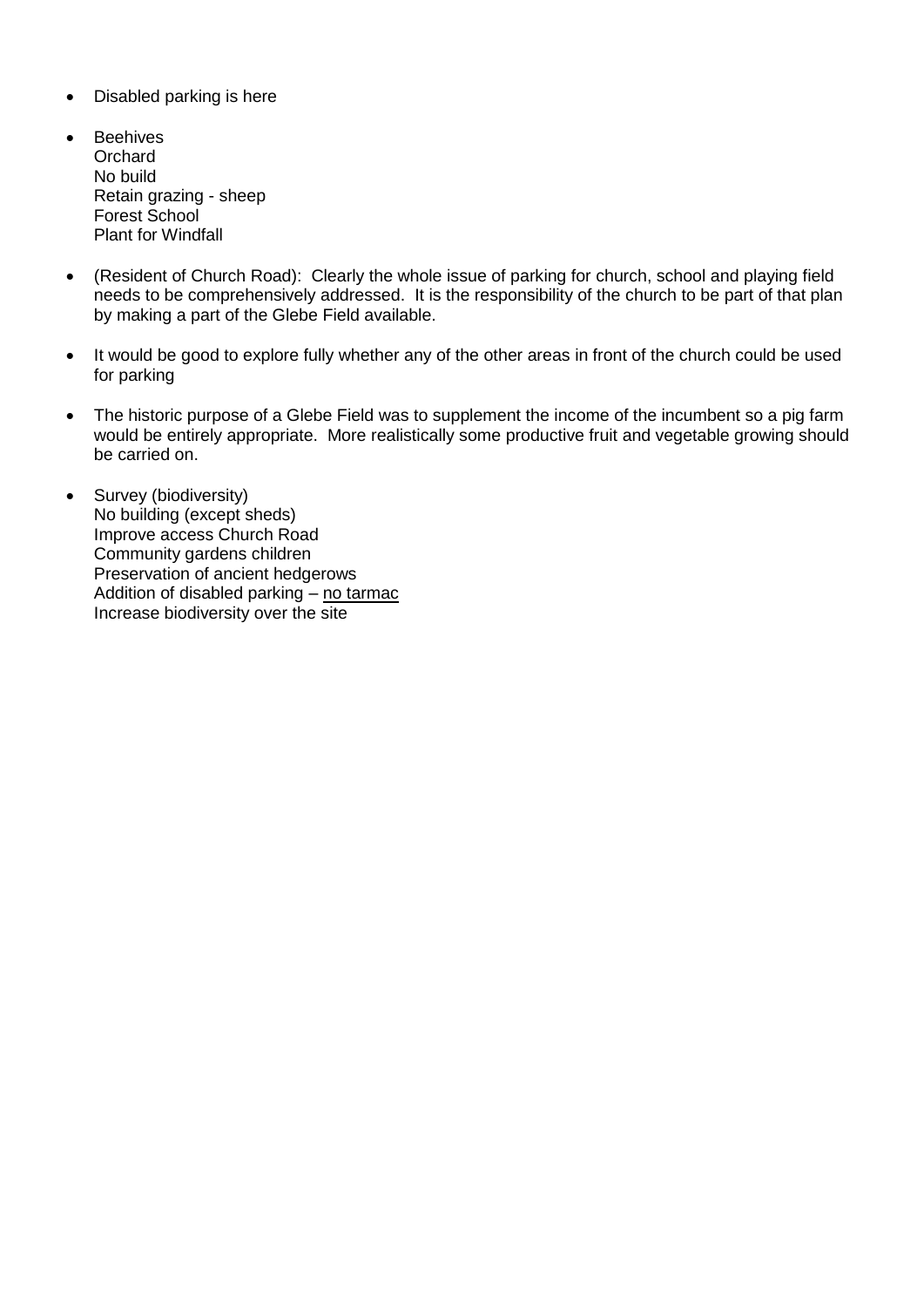- Disabled parking is here

- Beehives
  Orchard
  No build
  Retain grazing - sheep
  Forest School
  Plant for Windfall

- (Resident of Church Road): Clearly the whole issue of parking for church, school and playing field needs to be comprehensively addressed. It is the responsibility of the church to be part of that plan by making a part of the Glebe Field available.

- It would be good to explore fully whether any of the other areas in front of the church could be used for parking

- The historic purpose of a Glebe Field was to supplement the income of the incumbent so a pig farm would be entirely appropriate. More realistically some productive fruit and vegetable growing should be carried on.

- Survey (biodiversity)
  No building (except sheds)
  Improve access Church Road
  Community gardens children
  Preservation of ancient hedgerows
  Addition of disabled parking – <u>no tarmac</u>
  Increase biodiversity over the site